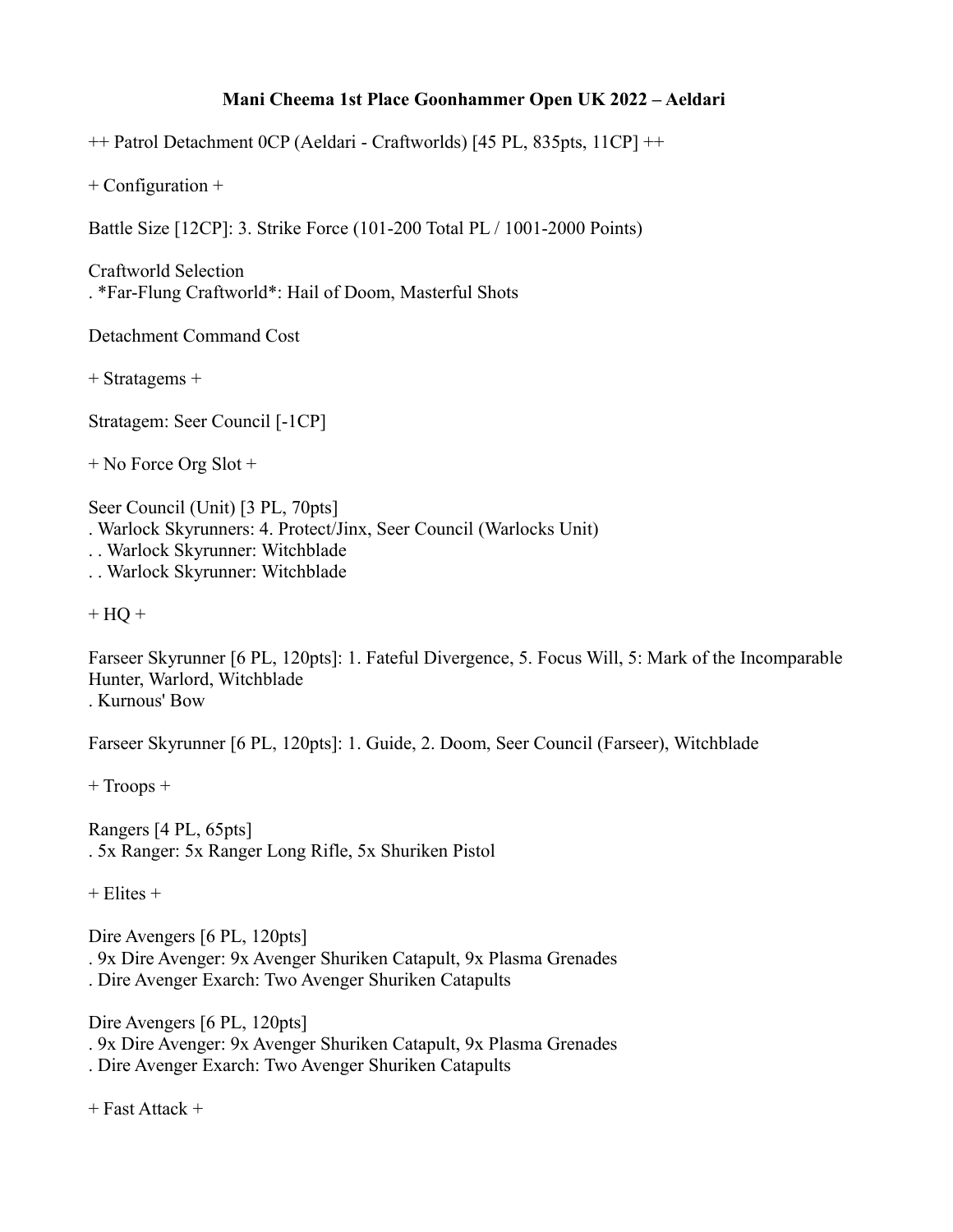**Mani Cheema 1st Place Goonhammer Open UK 2022 – Aeldari**

++ Patrol Detachment 0CP (Aeldari - Craftworlds) [45 PL, 835pts, 11CP] ++

+ Configuration +

Battle Size [12CP]: 3. Strike Force (101-200 Total PL / 1001-2000 Points)

Craftworld Selection
. *Far-Flung Craftworld*: Hail of Doom, Masterful Shots

Detachment Command Cost

+ Stratagems +

Stratagem: Seer Council [-1CP]

+ No Force Org Slot +

Seer Council (Unit) [3 PL, 70pts]
. Warlock Skyrunners: 4. Protect/Jinx, Seer Council (Warlocks Unit)
. . Warlock Skyrunner: Witchblade
. . Warlock Skyrunner: Witchblade

+ HQ +

Farseer Skyrunner [6 PL, 120pts]: 1. Fateful Divergence, 5. Focus Will, 5: Mark of the Incomparable Hunter, Warlord, Witchblade
. Kurnous' Bow

Farseer Skyrunner [6 PL, 120pts]: 1. Guide, 2. Doom, Seer Council (Farseer), Witchblade

+ Troops +

Rangers [4 PL, 65pts]
. 5x Ranger: 5x Ranger Long Rifle, 5x Shuriken Pistol

+ Elites +

Dire Avengers [6 PL, 120pts]
. 9x Dire Avenger: 9x Avenger Shuriken Catapult, 9x Plasma Grenades
. Dire Avenger Exarch: Two Avenger Shuriken Catapults

Dire Avengers [6 PL, 120pts]
. 9x Dire Avenger: 9x Avenger Shuriken Catapult, 9x Plasma Grenades
. Dire Avenger Exarch: Two Avenger Shuriken Catapults

+ Fast Attack +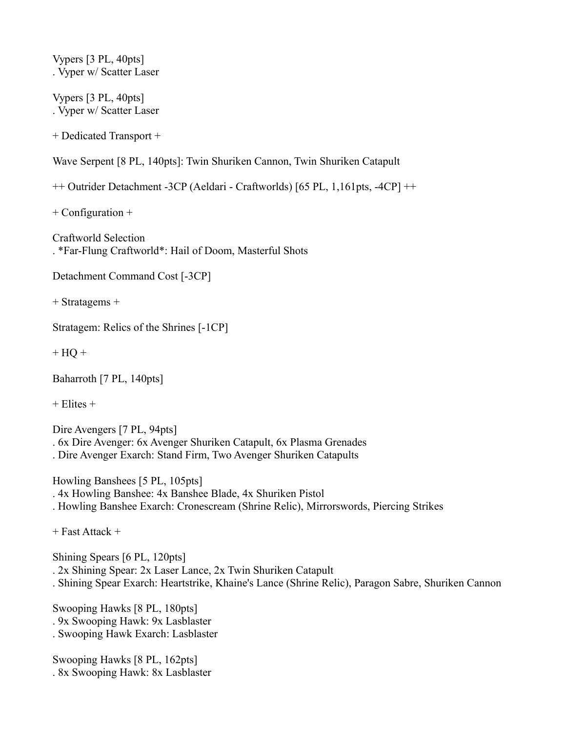Vypers [3 PL, 40pts]
. Vyper w/ Scatter Laser

Vypers [3 PL, 40pts]
. Vyper w/ Scatter Laser

+ Dedicated Transport +

Wave Serpent [8 PL, 140pts]: Twin Shuriken Cannon, Twin Shuriken Catapult

++ Outrider Detachment -3CP (Aeldari - Craftworlds) [65 PL, 1,161pts, -4CP] ++

+ Configuration +

Craftworld Selection
. *Far-Flung Craftworld*: Hail of Doom, Masterful Shots

Detachment Command Cost [-3CP]

+ Stratagems +

Stratagem: Relics of the Shrines [-1CP]

+ HQ +

Baharroth [7 PL, 140pts]

+ Elites +

Dire Avengers [7 PL, 94pts]
. 6x Dire Avenger: 6x Avenger Shuriken Catapult, 6x Plasma Grenades
. Dire Avenger Exarch: Stand Firm, Two Avenger Shuriken Catapults

Howling Banshees [5 PL, 105pts]
. 4x Howling Banshee: 4x Banshee Blade, 4x Shuriken Pistol
. Howling Banshee Exarch: Cronescream (Shrine Relic), Mirrorswords, Piercing Strikes

+ Fast Attack +

Shining Spears [6 PL, 120pts]
. 2x Shining Spear: 2x Laser Lance, 2x Twin Shuriken Catapult
. Shining Spear Exarch: Heartstrike, Khaine's Lance (Shrine Relic), Paragon Sabre, Shuriken Cannon

Swooping Hawks [8 PL, 180pts]
. 9x Swooping Hawk: 9x Lasblaster
. Swooping Hawk Exarch: Lasblaster

Swooping Hawks [8 PL, 162pts]
. 8x Swooping Hawk: 8x Lasblaster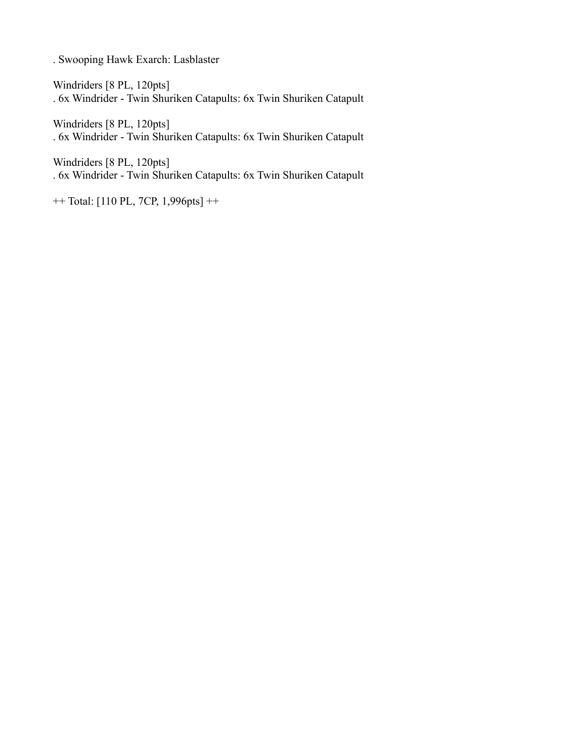. Swooping Hawk Exarch: Lasblaster

Windriders [8 PL, 120pts]
. 6x Windrider - Twin Shuriken Catapults: 6x Twin Shuriken Catapult

Windriders [8 PL, 120pts]
. 6x Windrider - Twin Shuriken Catapults: 6x Twin Shuriken Catapult

Windriders [8 PL, 120pts]
. 6x Windrider - Twin Shuriken Catapults: 6x Twin Shuriken Catapult

++ Total: [110 PL, 7CP, 1,996pts] ++